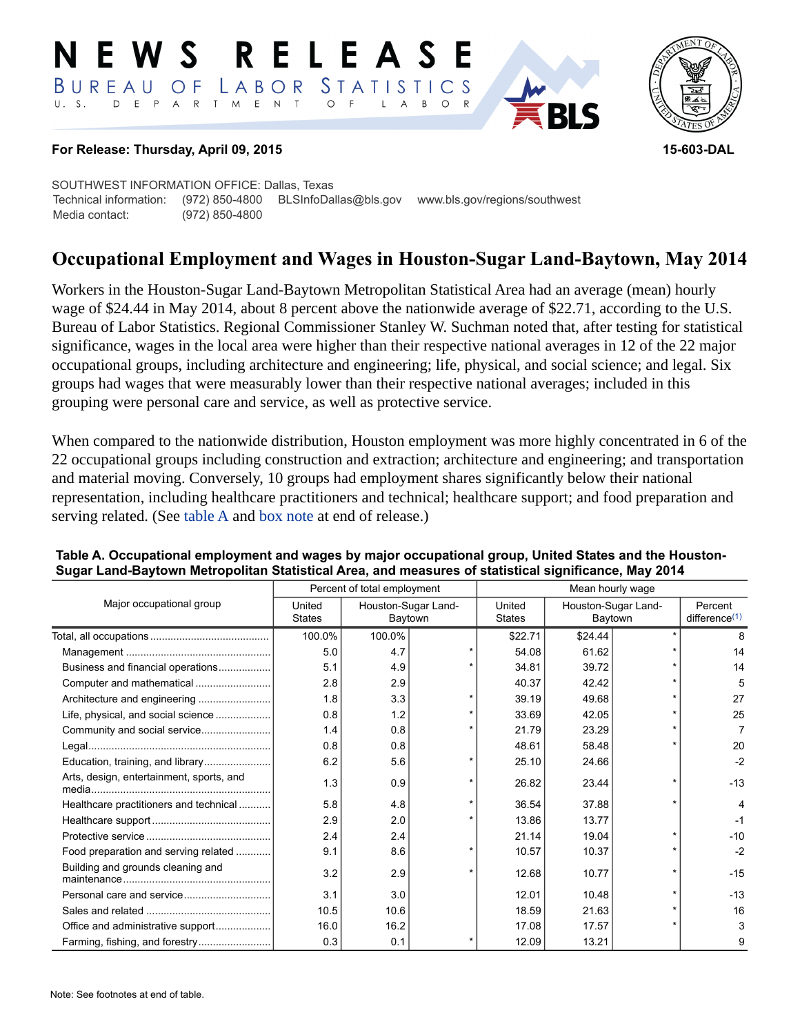# NEWS RELEASE

BUREAU OF LABOR STATISTICS

U. S. DEPARTMENT OF LABOR

**For Release: Thursday, April 09, 2015** **15-603-DAL**

SOUTHWEST INFORMATION OFFICE: Dallas, Texas
Technical information: (972) 850-4800 BLSInfoDallas@bls.gov www.bls.gov/regions/southwest
Media contact: (972) 850-4800

## Occupational Employment and Wages in Houston-Sugar Land-Baytown, May 2014

Workers in the Houston-Sugar Land-Baytown Metropolitan Statistical Area had an average (mean) hourly wage of $24.44 in May 2014, about 8 percent above the nationwide average of $22.71, according to the U.S. Bureau of Labor Statistics. Regional Commissioner Stanley W. Suchman noted that, after testing for statistical significance, wages in the local area were higher than their respective national averages in 12 of the 22 major occupational groups, including architecture and engineering; life, physical, and social science; and legal. Six groups had wages that were measurably lower than their respective national averages; included in this grouping were personal care and service, as well as protective service.

When compared to the nationwide distribution, Houston employment was more highly concentrated in 6 of the 22 occupational groups including construction and extraction; architecture and engineering; and transportation and material moving. Conversely, 10 groups had employment shares significantly below their national representation, including healthcare practitioners and technical; healthcare support; and food preparation and serving related. (See table A and box note at end of release.)

**Table A. Occupational employment and wages by major occupational group, United States and the Houston-Sugar Land-Baytown Metropolitan Statistical Area, and measures of statistical significance, May 2014**

| Major occupational group | Percent of total employment | | | Mean hourly wage | | | |
|---|---|---|---|---|---|---|---|
| | United States | Houston-Sugar Land-Baytown | | United States | Houston-Sugar Land-Baytown | | Percent difference(1) |
| Total, all occupations | 100.0% | 100.0% | | $22.71 | $24.44 | * | 8 |
| Management | 5.0 | 4.7 | * | 54.08 | 61.62 | * | 14 |
| Business and financial operations | 5.1 | 4.9 | * | 34.81 | 39.72 | * | 14 |
| Computer and mathematical | 2.8 | 2.9 | | 40.37 | 42.42 | * | 5 |
| Architecture and engineering | 1.8 | 3.3 | * | 39.19 | 49.68 | * | 27 |
| Life, physical, and social science | 0.8 | 1.2 | * | 33.69 | 42.05 | * | 25 |
| Community and social service | 1.4 | 0.8 | * | 21.79 | 23.29 | * | 7 |
| Legal | 0.8 | 0.8 | | 48.61 | 58.48 | * | 20 |
| Education, training, and library | 6.2 | 5.6 | * | 25.10 | 24.66 | | -2 |
| Arts, design, entertainment, sports, and media | 1.3 | 0.9 | * | 26.82 | 23.44 | * | -13 |
| Healthcare practitioners and technical | 5.8 | 4.8 | * | 36.54 | 37.88 | * | 4 |
| Healthcare support | 2.9 | 2.0 | * | 13.86 | 13.77 | | -1 |
| Protective service | 2.4 | 2.4 | | 21.14 | 19.04 | * | -10 |
| Food preparation and serving related | 9.1 | 8.6 | * | 10.57 | 10.37 | * | -2 |
| Building and grounds cleaning and maintenance | 3.2 | 2.9 | * | 12.68 | 10.77 | * | -15 |
| Personal care and service | 3.1 | 3.0 | | 12.01 | 10.48 | * | -13 |
| Sales and related | 10.5 | 10.6 | | 18.59 | 21.63 | * | 16 |
| Office and administrative support | 16.0 | 16.2 | | 17.08 | 17.57 | * | 3 |
| Farming, fishing, and forestry | 0.3 | 0.1 | * | 12.09 | 13.21 | | 9 |

Note: See footnotes at end of table.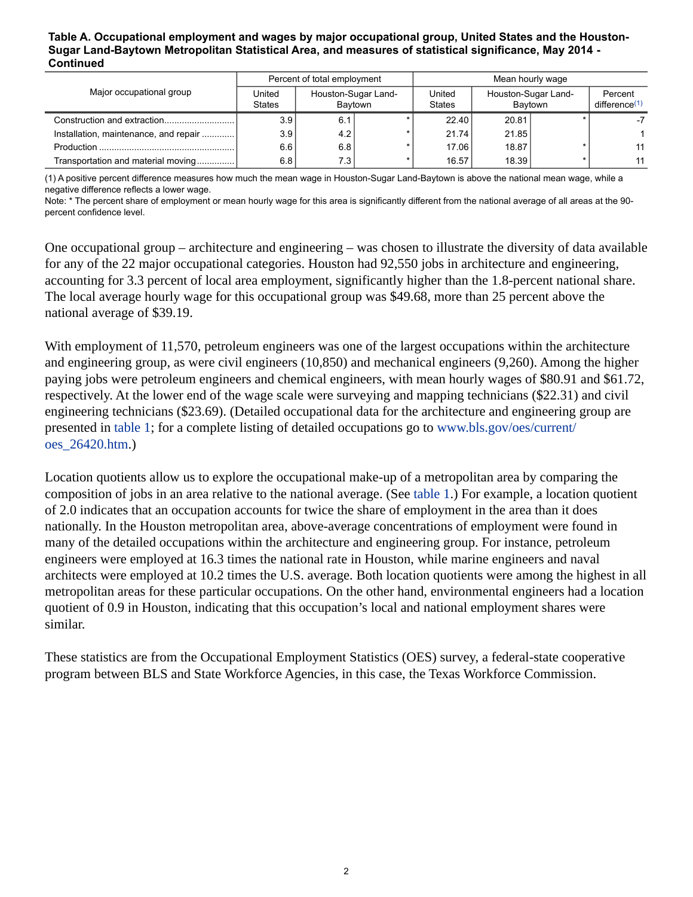**Table A. Occupational employment and wages by major occupational group, United States and the Houston-Sugar Land-Baytown Metropolitan Statistical Area, and measures of statistical significance, May 2014 - Continued**

| Major occupational group | Percent of total employment | | | Mean hourly wage | | | |
|---|---|---|---|---|---|---|---|
| | United States | Houston-Sugar Land-Baytown | | United States | Houston-Sugar Land-Baytown | | Percent difference(1) |
| Construction and extraction | 3.9 | 6.1 | * | 22.40 | 20.81 | * | -7 |
| Installation, maintenance, and repair | 3.9 | 4.2 | * | 21.74 | 21.85 | | 1 |
| Production | 6.6 | 6.8 | * | 17.06 | 18.87 | * | 11 |
| Transportation and material moving | 6.8 | 7.3 | * | 16.57 | 18.39 | * | 11 |

(1) A positive percent difference measures how much the mean wage in Houston-Sugar Land-Baytown is above the national mean wage, while a negative difference reflects a lower wage.

Note: * The percent share of employment or mean hourly wage for this area is significantly different from the national average of all areas at the 90-percent confidence level.

One occupational group – architecture and engineering – was chosen to illustrate the diversity of data available for any of the 22 major occupational categories. Houston had 92,550 jobs in architecture and engineering, accounting for 3.3 percent of local area employment, significantly higher than the 1.8-percent national share. The local average hourly wage for this occupational group was $49.68, more than 25 percent above the national average of $39.19.

With employment of 11,570, petroleum engineers was one of the largest occupations within the architecture and engineering group, as were civil engineers (10,850) and mechanical engineers (9,260). Among the higher paying jobs were petroleum engineers and chemical engineers, with mean hourly wages of $80.91 and $61.72, respectively. At the lower end of the wage scale were surveying and mapping technicians ($22.31) and civil engineering technicians ($23.69). (Detailed occupational data for the architecture and engineering group are presented in table 1; for a complete listing of detailed occupations go to www.bls.gov/oes/current/oes_26420.htm.)

Location quotients allow us to explore the occupational make-up of a metropolitan area by comparing the composition of jobs in an area relative to the national average. (See table 1.) For example, a location quotient of 2.0 indicates that an occupation accounts for twice the share of employment in the area than it does nationally. In the Houston metropolitan area, above-average concentrations of employment were found in many of the detailed occupations within the architecture and engineering group. For instance, petroleum engineers were employed at 16.3 times the national rate in Houston, while marine engineers and naval architects were employed at 10.2 times the U.S. average. Both location quotients were among the highest in all metropolitan areas for these particular occupations. On the other hand, environmental engineers had a location quotient of 0.9 in Houston, indicating that this occupation's local and national employment shares were similar.

These statistics are from the Occupational Employment Statistics (OES) survey, a federal-state cooperative program between BLS and State Workforce Agencies, in this case, the Texas Workforce Commission.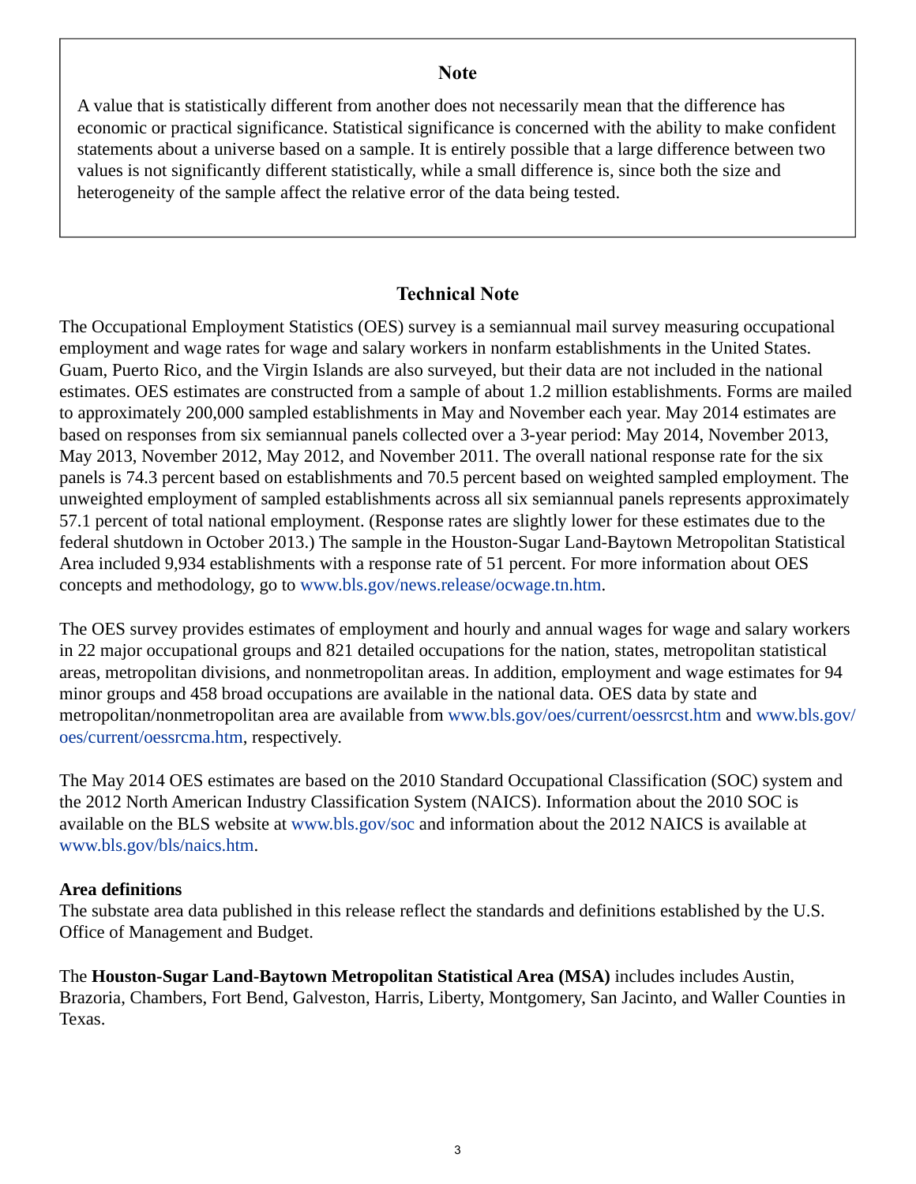## Note

A value that is statistically different from another does not necessarily mean that the difference has economic or practical significance. Statistical significance is concerned with the ability to make confident statements about a universe based on a sample. It is entirely possible that a large difference between two values is not significantly different statistically, while a small difference is, since both the size and heterogeneity of the sample affect the relative error of the data being tested.

## Technical Note

The Occupational Employment Statistics (OES) survey is a semiannual mail survey measuring occupational employment and wage rates for wage and salary workers in nonfarm establishments in the United States. Guam, Puerto Rico, and the Virgin Islands are also surveyed, but their data are not included in the national estimates. OES estimates are constructed from a sample of about 1.2 million establishments. Forms are mailed to approximately 200,000 sampled establishments in May and November each year. May 2014 estimates are based on responses from six semiannual panels collected over a 3-year period: May 2014, November 2013, May 2013, November 2012, May 2012, and November 2011. The overall national response rate for the six panels is 74.3 percent based on establishments and 70.5 percent based on weighted sampled employment. The unweighted employment of sampled establishments across all six semiannual panels represents approximately 57.1 percent of total national employment. (Response rates are slightly lower for these estimates due to the federal shutdown in October 2013.) The sample in the Houston-Sugar Land-Baytown Metropolitan Statistical Area included 9,934 establishments with a response rate of 51 percent. For more information about OES concepts and methodology, go to www.bls.gov/news.release/ocwage.tn.htm.

The OES survey provides estimates of employment and hourly and annual wages for wage and salary workers in 22 major occupational groups and 821 detailed occupations for the nation, states, metropolitan statistical areas, metropolitan divisions, and nonmetropolitan areas. In addition, employment and wage estimates for 94 minor groups and 458 broad occupations are available in the national data. OES data by state and metropolitan/nonmetropolitan area are available from www.bls.gov/oes/current/oessrcst.htm and www.bls.gov/oes/current/oessrcma.htm, respectively.

The May 2014 OES estimates are based on the 2010 Standard Occupational Classification (SOC) system and the 2012 North American Industry Classification System (NAICS). Information about the 2010 SOC is available on the BLS website at www.bls.gov/soc and information about the 2012 NAICS is available at www.bls.gov/bls/naics.htm.

**Area definitions**
The substate area data published in this release reflect the standards and definitions established by the U.S. Office of Management and Budget.

The **Houston-Sugar Land-Baytown Metropolitan Statistical Area (MSA)** includes includes Austin, Brazoria, Chambers, Fort Bend, Galveston, Harris, Liberty, Montgomery, San Jacinto, and Waller Counties in Texas.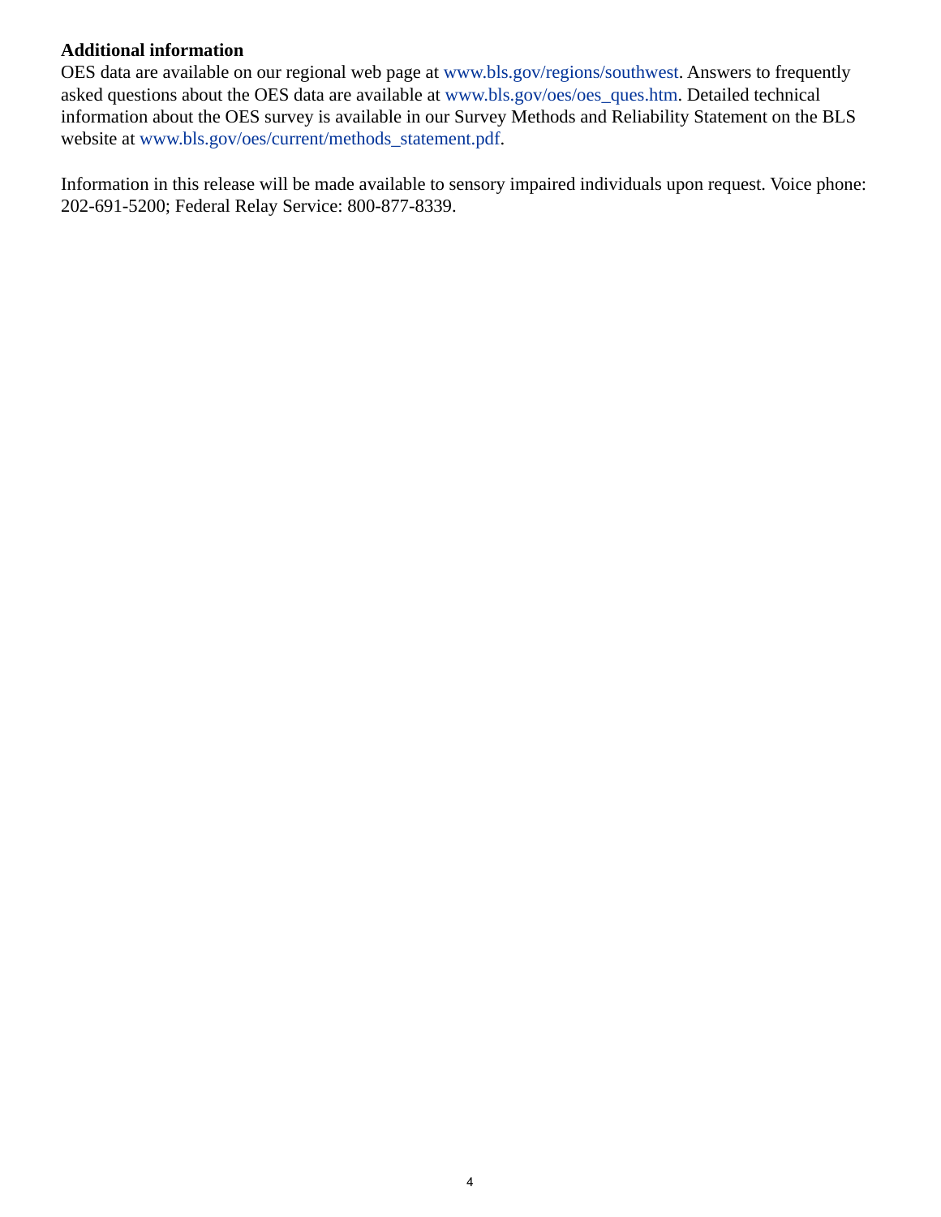**Additional information**

OES data are available on our regional web page at www.bls.gov/regions/southwest. Answers to frequently asked questions about the OES data are available at www.bls.gov/oes/oes_ques.htm. Detailed technical information about the OES survey is available in our Survey Methods and Reliability Statement on the BLS website at www.bls.gov/oes/current/methods_statement.pdf.

Information in this release will be made available to sensory impaired individuals upon request. Voice phone: 202-691-5200; Federal Relay Service: 800-877-8339.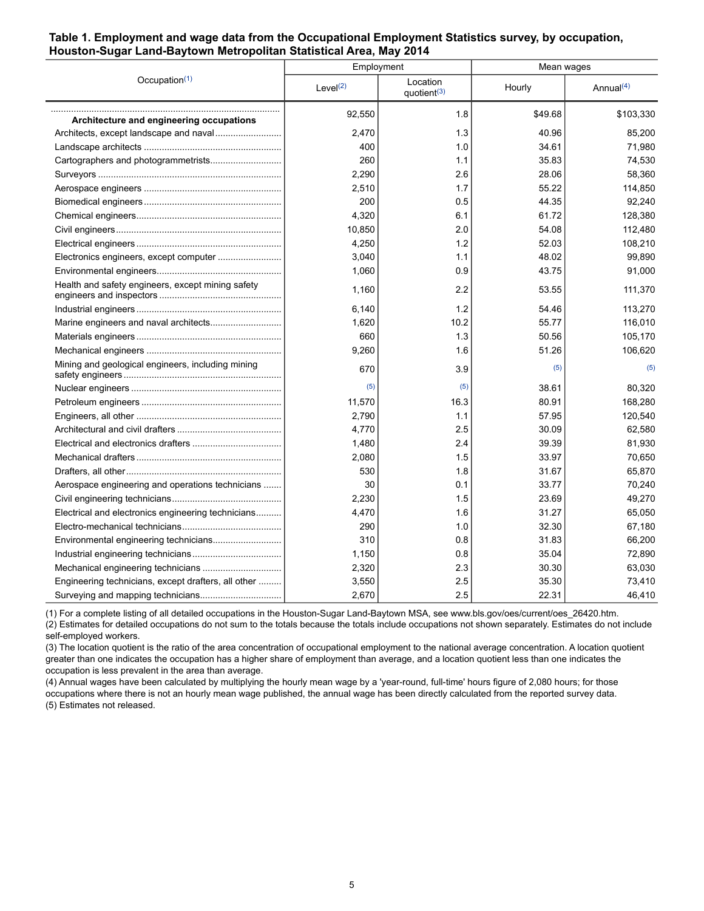**Table 1. Employment and wage data from the Occupational Employment Statistics survey, by occupation, Houston-Sugar Land-Baytown Metropolitan Statistical Area, May 2014**

| Occupation(1) | Employment | | Mean wages | |
|---|---|---|---|---|
| | Level(2) | Location quotient(3) | Hourly | Annual(4) |
| **Architecture and engineering occupations** | 92,550 | 1.8 | $49.68 | $103,330 |
| Architects, except landscape and naval | 2,470 | 1.3 | 40.96 | 85,200 |
| Landscape architects | 400 | 1.0 | 34.61 | 71,980 |
| Cartographers and photogrammetrists | 260 | 1.1 | 35.83 | 74,530 |
| Surveyors | 2,290 | 2.6 | 28.06 | 58,360 |
| Aerospace engineers | 2,510 | 1.7 | 55.22 | 114,850 |
| Biomedical engineers | 200 | 0.5 | 44.35 | 92,240 |
| Chemical engineers | 4,320 | 6.1 | 61.72 | 128,380 |
| Civil engineers | 10,850 | 2.0 | 54.08 | 112,480 |
| Electrical engineers | 4,250 | 1.2 | 52.03 | 108,210 |
| Electronics engineers, except computer | 3,040 | 1.1 | 48.02 | 99,890 |
| Environmental engineers | 1,060 | 0.9 | 43.75 | 91,000 |
| Health and safety engineers, except mining safety engineers and inspectors | 1,160 | 2.2 | 53.55 | 111,370 |
| Industrial engineers | 6,140 | 1.2 | 54.46 | 113,270 |
| Marine engineers and naval architects | 1,620 | 10.2 | 55.77 | 116,010 |
| Materials engineers | 660 | 1.3 | 50.56 | 105,170 |
| Mechanical engineers | 9,260 | 1.6 | 51.26 | 106,620 |
| Mining and geological engineers, including mining safety engineers | 670 | 3.9 | (5) | (5) |
| Nuclear engineers | (5) | (5) | 38.61 | 80,320 |
| Petroleum engineers | 11,570 | 16.3 | 80.91 | 168,280 |
| Engineers, all other | 2,790 | 1.1 | 57.95 | 120,540 |
| Architectural and civil drafters | 4,770 | 2.5 | 30.09 | 62,580 |
| Electrical and electronics drafters | 1,480 | 2.4 | 39.39 | 81,930 |
| Mechanical drafters | 2,080 | 1.5 | 33.97 | 70,650 |
| Drafters, all other | 530 | 1.8 | 31.67 | 65,870 |
| Aerospace engineering and operations technicians | 30 | 0.1 | 33.77 | 70,240 |
| Civil engineering technicians | 2,230 | 1.5 | 23.69 | 49,270 |
| Electrical and electronics engineering technicians | 4,470 | 1.6 | 31.27 | 65,050 |
| Electro-mechanical technicians | 290 | 1.0 | 32.30 | 67,180 |
| Environmental engineering technicians | 310 | 0.8 | 31.83 | 66,200 |
| Industrial engineering technicians | 1,150 | 0.8 | 35.04 | 72,890 |
| Mechanical engineering technicians | 2,320 | 2.3 | 30.30 | 63,030 |
| Engineering technicians, except drafters, all other | 3,550 | 2.5 | 35.30 | 73,410 |
| Surveying and mapping technicians | 2,670 | 2.5 | 22.31 | 46,410 |

(1) For a complete listing of all detailed occupations in the Houston-Sugar Land-Baytown MSA, see www.bls.gov/oes/current/oes_26420.htm.
(2) Estimates for detailed occupations do not sum to the totals because the totals include occupations not shown separately. Estimates do not include self-employed workers.
(3) The location quotient is the ratio of the area concentration of occupational employment to the national average concentration. A location quotient greater than one indicates the occupation has a higher share of employment than average, and a location quotient less than one indicates the occupation is less prevalent in the area than average.
(4) Annual wages have been calculated by multiplying the hourly mean wage by a 'year-round, full-time' hours figure of 2,080 hours; for those occupations where there is not an hourly mean wage published, the annual wage has been directly calculated from the reported survey data.
(5) Estimates not released.